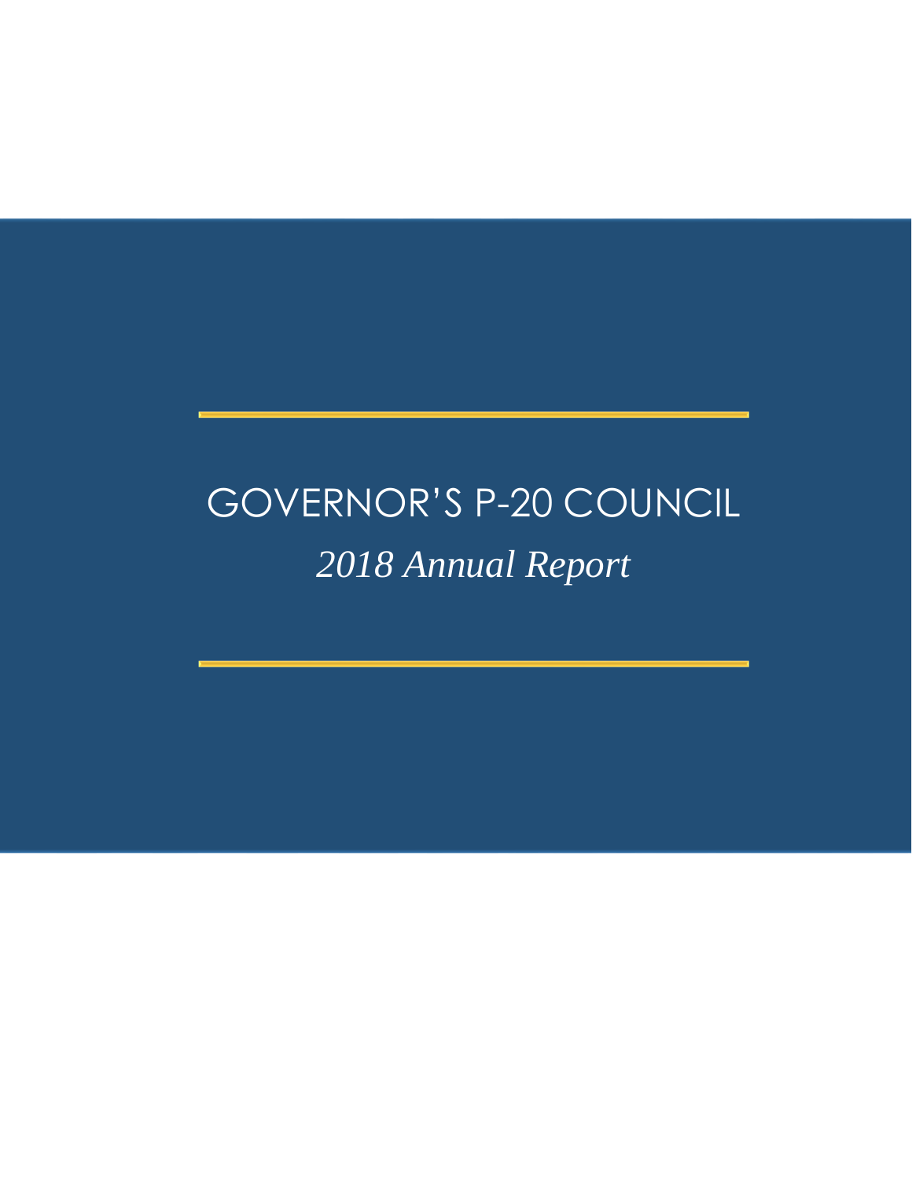# GOVERNOR'S P-20 COUNCIL

*2018 Annual Report*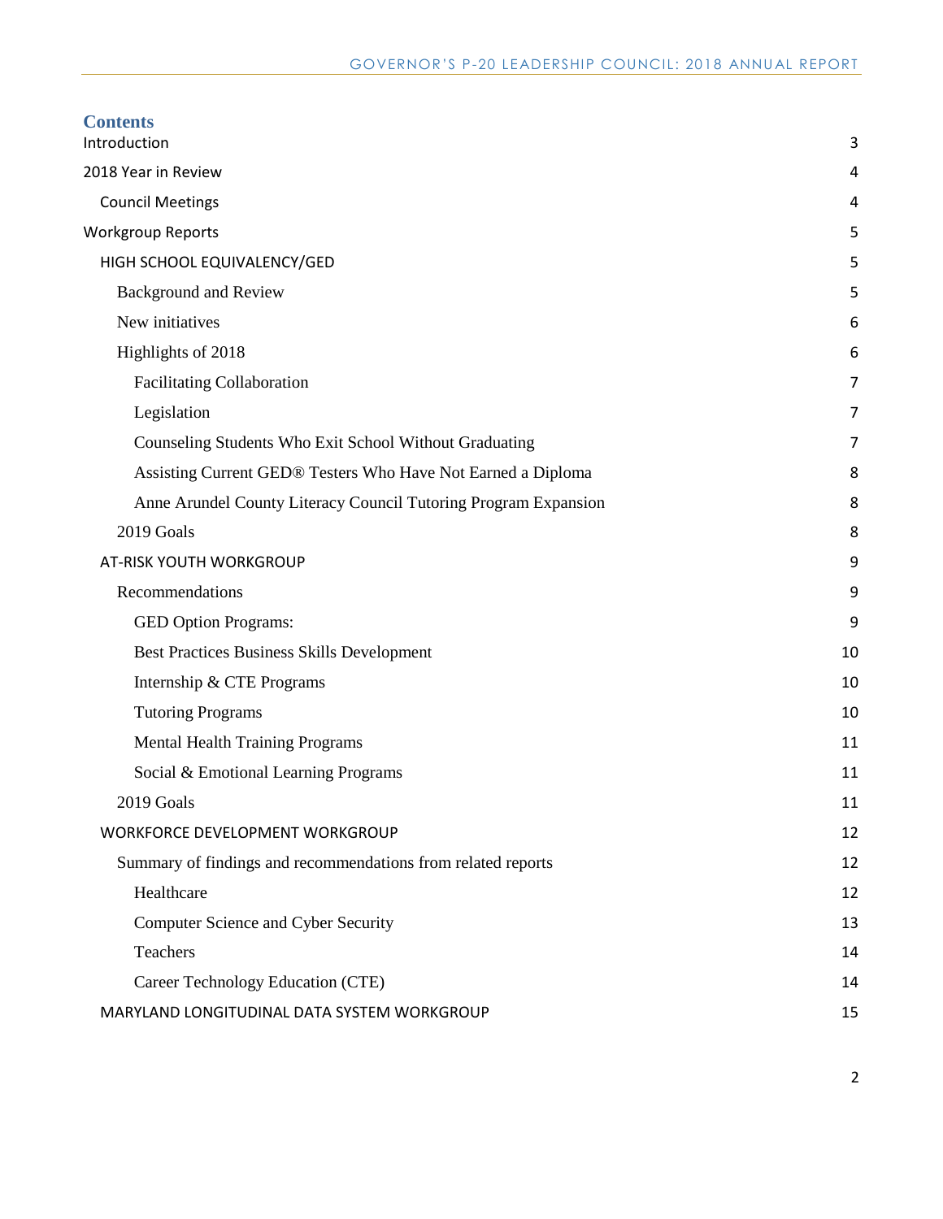## Contents

- Introduction 3
- 2018 Year in Review 4
  - Council Meetings 4
- Workgroup Reports 5
  - HIGH SCHOOL EQUIVALENCY/GED 5
    - Background and Review 5
    - New initiatives 6
    - Highlights of 2018 6
      - Facilitating Collaboration 7
      - Legislation 7
      - Counseling Students Who Exit School Without Graduating 7
      - Assisting Current GED® Testers Who Have Not Earned a Diploma 8
      - Anne Arundel County Literacy Council Tutoring Program Expansion 8
    - 2019 Goals 8
  - AT-RISK YOUTH WORKGROUP 9
    - Recommendations 9
      - GED Option Programs: 9
      - Best Practices Business Skills Development 10
      - Internship & CTE Programs 10
      - Tutoring Programs 10
      - Mental Health Training Programs 11
      - Social & Emotional Learning Programs 11
    - 2019 Goals 11
  - WORKFORCE DEVELOPMENT WORKGROUP 12
    - Summary of findings and recommendations from related reports 12
      - Healthcare 12
      - Computer Science and Cyber Security 13
      - Teachers 14
      - Career Technology Education (CTE) 14
  - MARYLAND LONGITUDINAL DATA SYSTEM WORKGROUP 15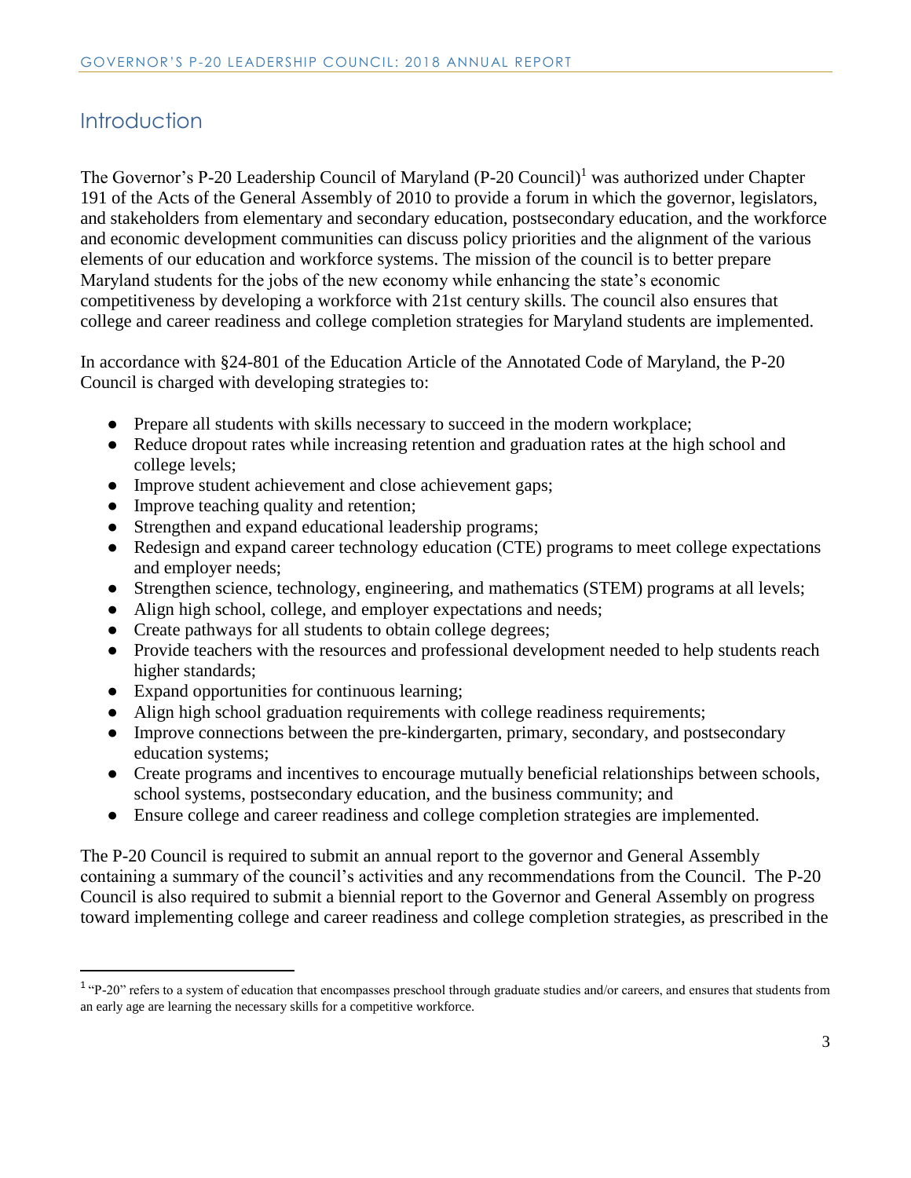## Introduction

The Governor's P-20 Leadership Council of Maryland (P-20 Council)[1] was authorized under Chapter 191 of the Acts of the General Assembly of 2010 to provide a forum in which the governor, legislators, and stakeholders from elementary and secondary education, postsecondary education, and the workforce and economic development communities can discuss policy priorities and the alignment of the various elements of our education and workforce systems. The mission of the council is to better prepare Maryland students for the jobs of the new economy while enhancing the state's economic competitiveness by developing a workforce with 21st century skills. The council also ensures that college and career readiness and college completion strategies for Maryland students are implemented.

In accordance with §24-801 of the Education Article of the Annotated Code of Maryland, the P-20 Council is charged with developing strategies to:

- Prepare all students with skills necessary to succeed in the modern workplace;
- Reduce dropout rates while increasing retention and graduation rates at the high school and college levels;
- Improve student achievement and close achievement gaps;
- Improve teaching quality and retention;
- Strengthen and expand educational leadership programs;
- Redesign and expand career technology education (CTE) programs to meet college expectations and employer needs;
- Strengthen science, technology, engineering, and mathematics (STEM) programs at all levels;
- Align high school, college, and employer expectations and needs;
- Create pathways for all students to obtain college degrees;
- Provide teachers with the resources and professional development needed to help students reach higher standards;
- Expand opportunities for continuous learning;
- Align high school graduation requirements with college readiness requirements;
- Improve connections between the pre-kindergarten, primary, secondary, and postsecondary education systems;
- Create programs and incentives to encourage mutually beneficial relationships between schools, school systems, postsecondary education, and the business community; and
- Ensure college and career readiness and college completion strategies are implemented.

The P-20 Council is required to submit an annual report to the governor and General Assembly containing a summary of the council's activities and any recommendations from the Council. The P-20 Council is also required to submit a biennial report to the Governor and General Assembly on progress toward implementing college and career readiness and college completion strategies, as prescribed in the

[1] "P-20" refers to a system of education that encompasses preschool through graduate studies and/or careers, and ensures that students from an early age are learning the necessary skills for a competitive workforce.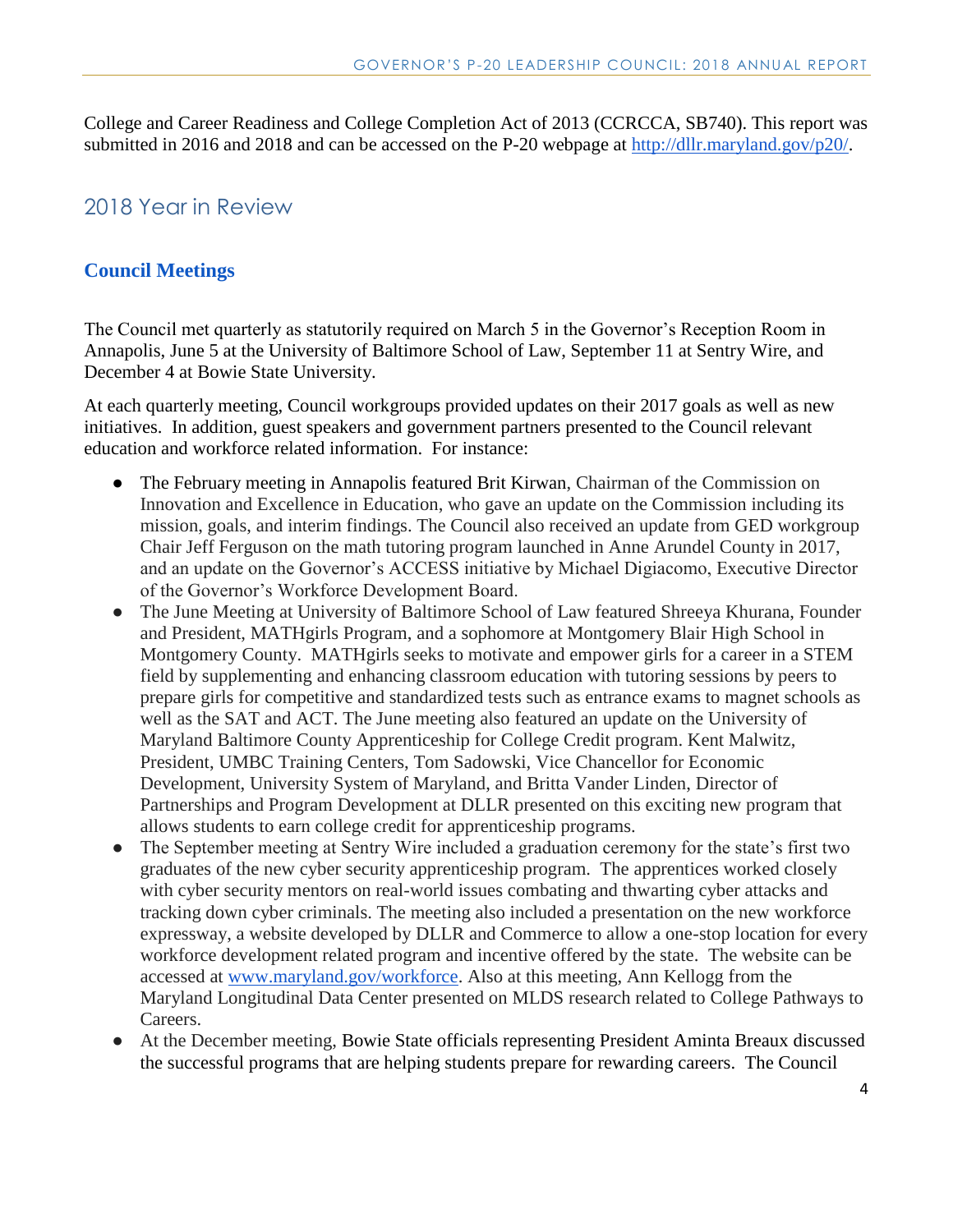College and Career Readiness and College Completion Act of 2013 (CCRCCA, SB740). This report was submitted in 2016 and 2018 and can be accessed on the P-20 webpage at http://dllr.maryland.gov/p20/.

## 2018 Year in Review

### Council Meetings

The Council met quarterly as statutorily required on March 5 in the Governor's Reception Room in Annapolis, June 5 at the University of Baltimore School of Law, September 11 at Sentry Wire, and December 4 at Bowie State University.

At each quarterly meeting, Council workgroups provided updates on their 2017 goals as well as new initiatives. In addition, guest speakers and government partners presented to the Council relevant education and workforce related information. For instance:

- The February meeting in Annapolis featured Brit Kirwan, Chairman of the Commission on Innovation and Excellence in Education, who gave an update on the Commission including its mission, goals, and interim findings. The Council also received an update from GED workgroup Chair Jeff Ferguson on the math tutoring program launched in Anne Arundel County in 2017, and an update on the Governor's ACCESS initiative by Michael Digiacomo, Executive Director of the Governor's Workforce Development Board.
- The June Meeting at University of Baltimore School of Law featured Shreeya Khurana, Founder and President, MATHgirls Program, and a sophomore at Montgomery Blair High School in Montgomery County. MATHgirls seeks to motivate and empower girls for a career in a STEM field by supplementing and enhancing classroom education with tutoring sessions by peers to prepare girls for competitive and standardized tests such as entrance exams to magnet schools as well as the SAT and ACT. The June meeting also featured an update on the University of Maryland Baltimore County Apprenticeship for College Credit program. Kent Malwitz, President, UMBC Training Centers, Tom Sadowski, Vice Chancellor for Economic Development, University System of Maryland, and Britta Vander Linden, Director of Partnerships and Program Development at DLLR presented on this exciting new program that allows students to earn college credit for apprenticeship programs.
- The September meeting at Sentry Wire included a graduation ceremony for the state's first two graduates of the new cyber security apprenticeship program. The apprentices worked closely with cyber security mentors on real-world issues combating and thwarting cyber attacks and tracking down cyber criminals. The meeting also included a presentation on the new workforce expressway, a website developed by DLLR and Commerce to allow a one-stop location for every workforce development related program and incentive offered by the state. The website can be accessed at www.maryland.gov/workforce. Also at this meeting, Ann Kellogg from the Maryland Longitudinal Data Center presented on MLDS research related to College Pathways to Careers.
- At the December meeting, Bowie State officials representing President Aminta Breaux discussed the successful programs that are helping students prepare for rewarding careers. The Council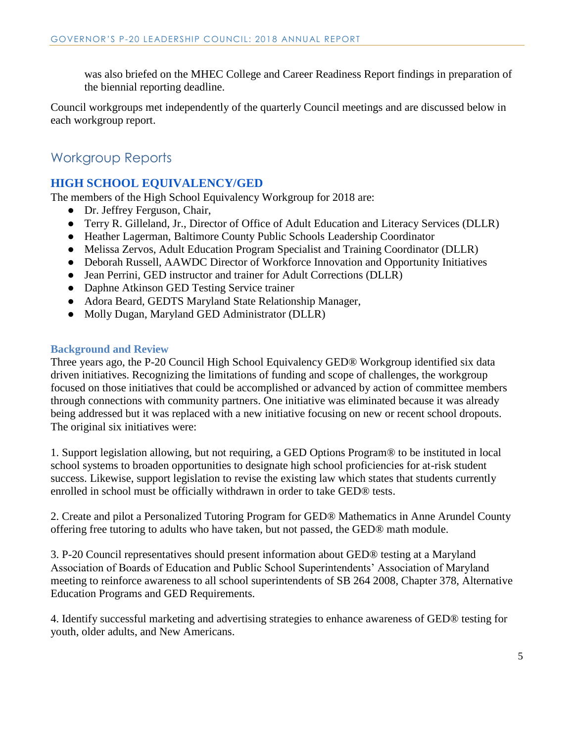was also briefed on the MHEC College and Career Readiness Report findings in preparation of the biennial reporting deadline.

Council workgroups met independently of the quarterly Council meetings and are discussed below in each workgroup report.

## Workgroup Reports

### HIGH SCHOOL EQUIVALENCY/GED

The members of the High School Equivalency Workgroup for 2018 are:

- Dr. Jeffrey Ferguson, Chair,
- Terry R. Gilleland, Jr., Director of Office of Adult Education and Literacy Services (DLLR)
- Heather Lagerman, Baltimore County Public Schools Leadership Coordinator
- Melissa Zervos, Adult Education Program Specialist and Training Coordinator (DLLR)
- Deborah Russell, AAWDC Director of Workforce Innovation and Opportunity Initiatives
- Jean Perrini, GED instructor and trainer for Adult Corrections (DLLR)
- Daphne Atkinson GED Testing Service trainer
- Adora Beard, GEDTS Maryland State Relationship Manager,
- Molly Dugan, Maryland GED Administrator (DLLR)

#### Background and Review

Three years ago, the P-20 Council High School Equivalency GED® Workgroup identified six data driven initiatives. Recognizing the limitations of funding and scope of challenges, the workgroup focused on those initiatives that could be accomplished or advanced by action of committee members through connections with community partners. One initiative was eliminated because it was already being addressed but it was replaced with a new initiative focusing on new or recent school dropouts. The original six initiatives were:

1. Support legislation allowing, but not requiring, a GED Options Program® to be instituted in local school systems to broaden opportunities to designate high school proficiencies for at-risk student success. Likewise, support legislation to revise the existing law which states that students currently enrolled in school must be officially withdrawn in order to take GED® tests.

2. Create and pilot a Personalized Tutoring Program for GED® Mathematics in Anne Arundel County offering free tutoring to adults who have taken, but not passed, the GED® math module.

3. P-20 Council representatives should present information about GED® testing at a Maryland Association of Boards of Education and Public School Superintendents' Association of Maryland meeting to reinforce awareness to all school superintendents of SB 264 2008, Chapter 378, Alternative Education Programs and GED Requirements.

4. Identify successful marketing and advertising strategies to enhance awareness of GED® testing for youth, older adults, and New Americans.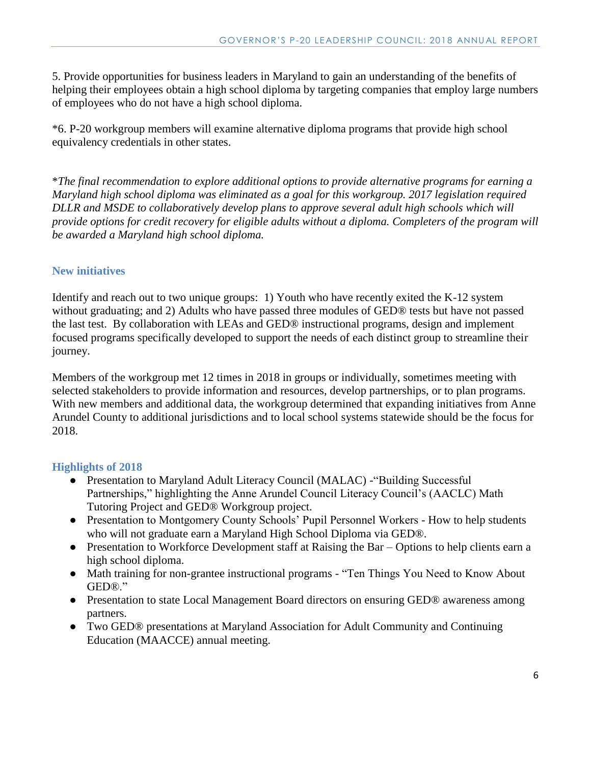5. Provide opportunities for business leaders in Maryland to gain an understanding of the benefits of helping their employees obtain a high school diploma by targeting companies that employ large numbers of employees who do not have a high school diploma.

*6. P-20 workgroup members will examine alternative diploma programs that provide high school equivalency credentials in other states.

**The final recommendation to explore additional options to provide alternative programs for earning a Maryland high school diploma was eliminated as a goal for this workgroup. 2017 legislation required DLLR and MSDE to collaboratively develop plans to approve several adult high schools which will provide options for credit recovery for eligible adults without a diploma. Completers of the program will be awarded a Maryland high school diploma.*

### New initiatives

Identify and reach out to two unique groups: 1) Youth who have recently exited the K-12 system without graduating; and 2) Adults who have passed three modules of GED® tests but have not passed the last test. By collaboration with LEAs and GED® instructional programs, design and implement focused programs specifically developed to support the needs of each distinct group to streamline their journey.

Members of the workgroup met 12 times in 2018 in groups or individually, sometimes meeting with selected stakeholders to provide information and resources, develop partnerships, or to plan programs. With new members and additional data, the workgroup determined that expanding initiatives from Anne Arundel County to additional jurisdictions and to local school systems statewide should be the focus for 2018.

### Highlights of 2018

- Presentation to Maryland Adult Literacy Council (MALAC) -"Building Successful Partnerships," highlighting the Anne Arundel Council Literacy Council's (AACLC) Math Tutoring Project and GED® Workgroup project.
- Presentation to Montgomery County Schools' Pupil Personnel Workers - How to help students who will not graduate earn a Maryland High School Diploma via GED®.
- Presentation to Workforce Development staff at Raising the Bar – Options to help clients earn a high school diploma.
- Math training for non-grantee instructional programs - "Ten Things You Need to Know About GED®."
- Presentation to state Local Management Board directors on ensuring GED® awareness among partners.
- Two GED® presentations at Maryland Association for Adult Community and Continuing Education (MAACCE) annual meeting.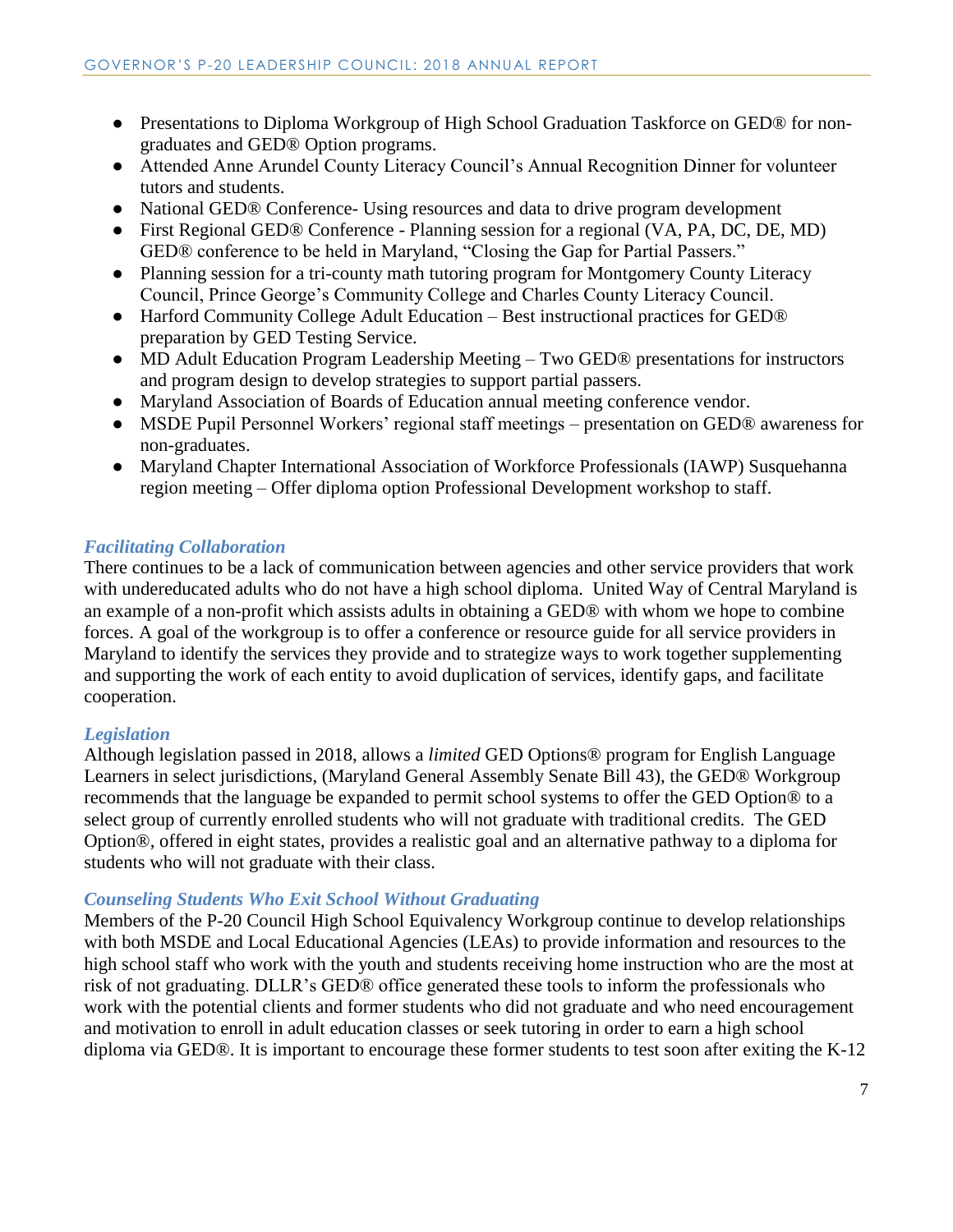- Presentations to Diploma Workgroup of High School Graduation Taskforce on GED® for non-graduates and GED® Option programs.
- Attended Anne Arundel County Literacy Council's Annual Recognition Dinner for volunteer tutors and students.
- National GED® Conference- Using resources and data to drive program development
- First Regional GED® Conference - Planning session for a regional (VA, PA, DC, DE, MD) GED® conference to be held in Maryland, "Closing the Gap for Partial Passers."
- Planning session for a tri-county math tutoring program for Montgomery County Literacy Council, Prince George's Community College and Charles County Literacy Council.
- Harford Community College Adult Education – Best instructional practices for GED® preparation by GED Testing Service.
- MD Adult Education Program Leadership Meeting – Two GED® presentations for instructors and program design to develop strategies to support partial passers.
- Maryland Association of Boards of Education annual meeting conference vendor.
- MSDE Pupil Personnel Workers' regional staff meetings – presentation on GED® awareness for non-graduates.
- Maryland Chapter International Association of Workforce Professionals (IAWP) Susquehanna region meeting – Offer diploma option Professional Development workshop to staff.

### *Facilitating Collaboration*

There continues to be a lack of communication between agencies and other service providers that work with undereducated adults who do not have a high school diploma. United Way of Central Maryland is an example of a non-profit which assists adults in obtaining a GED® with whom we hope to combine forces. A goal of the workgroup is to offer a conference or resource guide for all service providers in Maryland to identify the services they provide and to strategize ways to work together supplementing and supporting the work of each entity to avoid duplication of services, identify gaps, and facilitate cooperation.

### *Legislation*

Although legislation passed in 2018, allows a *limited* GED Options® program for English Language Learners in select jurisdictions, (Maryland General Assembly Senate Bill 43), the GED® Workgroup recommends that the language be expanded to permit school systems to offer the GED Option® to a select group of currently enrolled students who will not graduate with traditional credits. The GED Option®, offered in eight states, provides a realistic goal and an alternative pathway to a diploma for students who will not graduate with their class.

### *Counseling Students Who Exit School Without Graduating*

Members of the P-20 Council High School Equivalency Workgroup continue to develop relationships with both MSDE and Local Educational Agencies (LEAs) to provide information and resources to the high school staff who work with the youth and students receiving home instruction who are the most at risk of not graduating. DLLR's GED® office generated these tools to inform the professionals who work with the potential clients and former students who did not graduate and who need encouragement and motivation to enroll in adult education classes or seek tutoring in order to earn a high school diploma via GED®. It is important to encourage these former students to test soon after exiting the K-12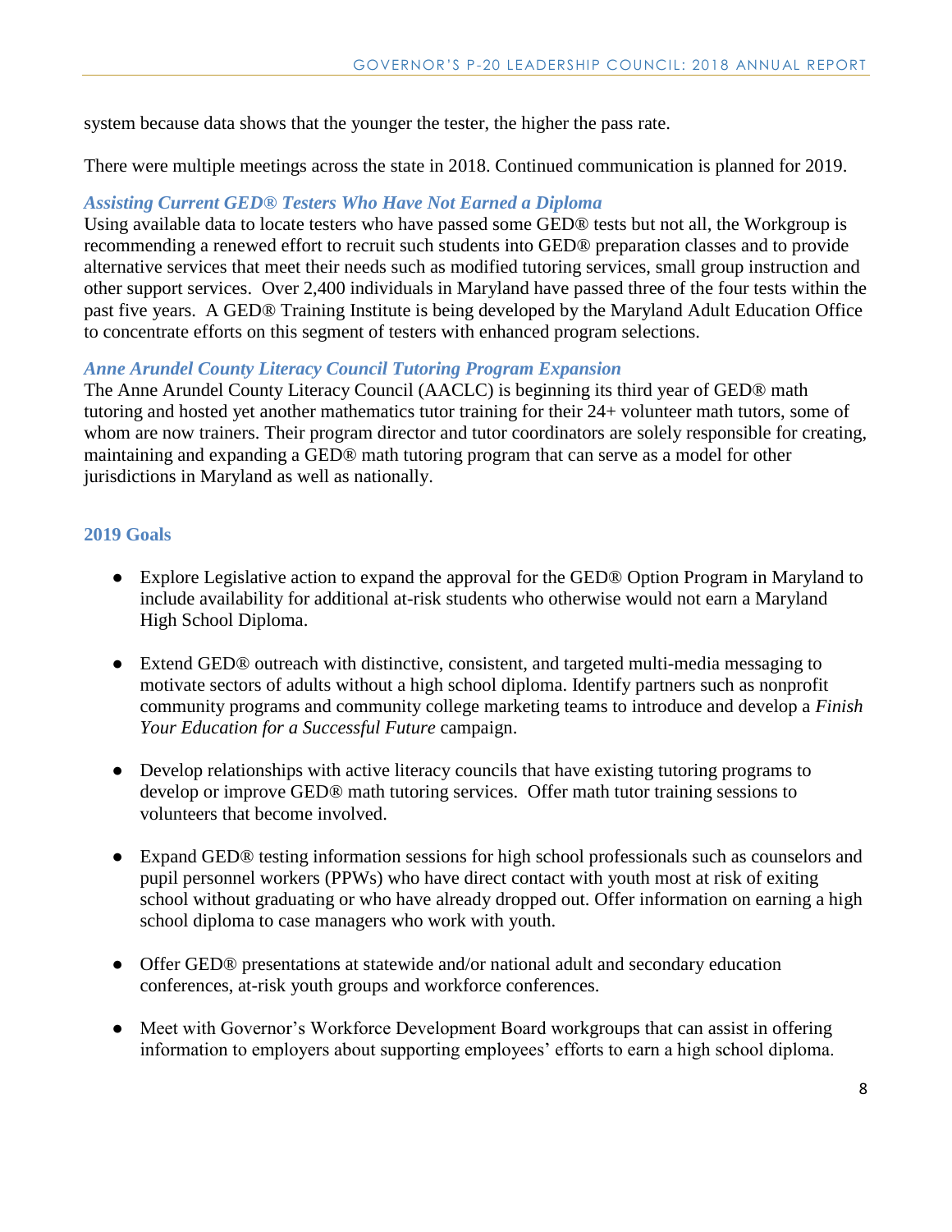system because data shows that the younger the tester, the higher the pass rate.

There were multiple meetings across the state in 2018. Continued communication is planned for 2019.

### *Assisting Current GED® Testers Who Have Not Earned a Diploma*

Using available data to locate testers who have passed some GED® tests but not all, the Workgroup is recommending a renewed effort to recruit such students into GED® preparation classes and to provide alternative services that meet their needs such as modified tutoring services, small group instruction and other support services. Over 2,400 individuals in Maryland have passed three of the four tests within the past five years. A GED® Training Institute is being developed by the Maryland Adult Education Office to concentrate efforts on this segment of testers with enhanced program selections.

### *Anne Arundel County Literacy Council Tutoring Program Expansion*

The Anne Arundel County Literacy Council (AACLC) is beginning its third year of GED® math tutoring and hosted yet another mathematics tutor training for their 24+ volunteer math tutors, some of whom are now trainers. Their program director and tutor coordinators are solely responsible for creating, maintaining and expanding a GED® math tutoring program that can serve as a model for other jurisdictions in Maryland as well as nationally.

## 2019 Goals

- Explore Legislative action to expand the approval for the GED® Option Program in Maryland to include availability for additional at-risk students who otherwise would not earn a Maryland High School Diploma.
- Extend GED® outreach with distinctive, consistent, and targeted multi-media messaging to motivate sectors of adults without a high school diploma. Identify partners such as nonprofit community programs and community college marketing teams to introduce and develop a *Finish Your Education for a Successful Future* campaign.
- Develop relationships with active literacy councils that have existing tutoring programs to develop or improve GED® math tutoring services. Offer math tutor training sessions to volunteers that become involved.
- Expand GED® testing information sessions for high school professionals such as counselors and pupil personnel workers (PPWs) who have direct contact with youth most at risk of exiting school without graduating or who have already dropped out. Offer information on earning a high school diploma to case managers who work with youth.
- Offer GED® presentations at statewide and/or national adult and secondary education conferences, at-risk youth groups and workforce conferences.
- Meet with Governor's Workforce Development Board workgroups that can assist in offering information to employers about supporting employees' efforts to earn a high school diploma.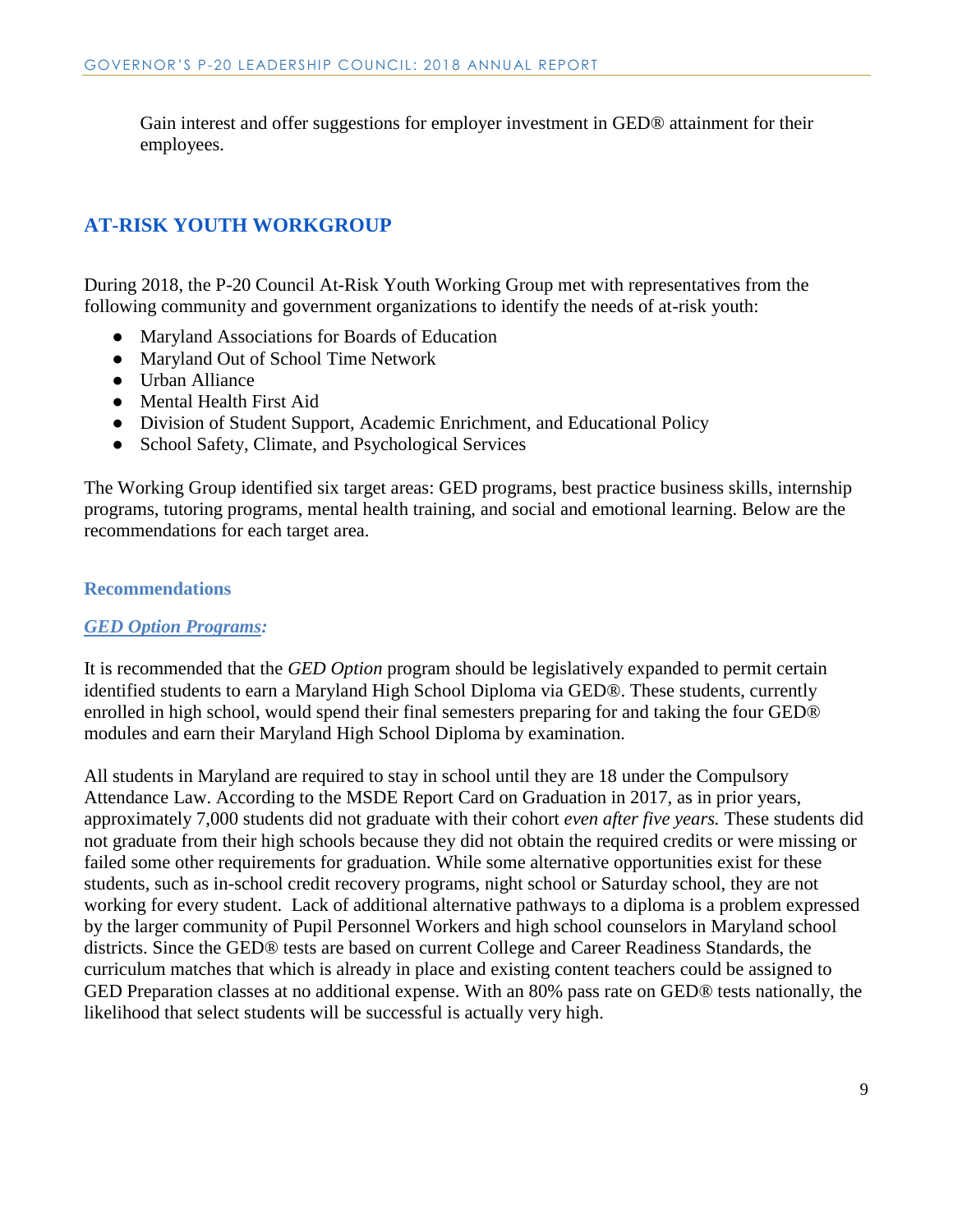Gain interest and offer suggestions for employer investment in GED® attainment for their employees.

## AT-RISK YOUTH WORKGROUP

During 2018, the P-20 Council At-Risk Youth Working Group met with representatives from the following community and government organizations to identify the needs of at-risk youth:

- Maryland Associations for Boards of Education
- Maryland Out of School Time Network
- Urban Alliance
- Mental Health First Aid
- Division of Student Support, Academic Enrichment, and Educational Policy
- School Safety, Climate, and Psychological Services

The Working Group identified six target areas: GED programs, best practice business skills, internship programs, tutoring programs, mental health training, and social and emotional learning. Below are the recommendations for each target area.

### Recommendations

#### *GED Option Programs:*

It is recommended that the *GED Option* program should be legislatively expanded to permit certain identified students to earn a Maryland High School Diploma via GED®. These students, currently enrolled in high school, would spend their final semesters preparing for and taking the four GED® modules and earn their Maryland High School Diploma by examination.

All students in Maryland are required to stay in school until they are 18 under the Compulsory Attendance Law. According to the MSDE Report Card on Graduation in 2017, as in prior years, approximately 7,000 students did not graduate with their cohort *even after five years.* These students did not graduate from their high schools because they did not obtain the required credits or were missing or failed some other requirements for graduation. While some alternative opportunities exist for these students, such as in-school credit recovery programs, night school or Saturday school, they are not working for every student. Lack of additional alternative pathways to a diploma is a problem expressed by the larger community of Pupil Personnel Workers and high school counselors in Maryland school districts. Since the GED® tests are based on current College and Career Readiness Standards, the curriculum matches that which is already in place and existing content teachers could be assigned to GED Preparation classes at no additional expense. With an 80% pass rate on GED® tests nationally, the likelihood that select students will be successful is actually very high.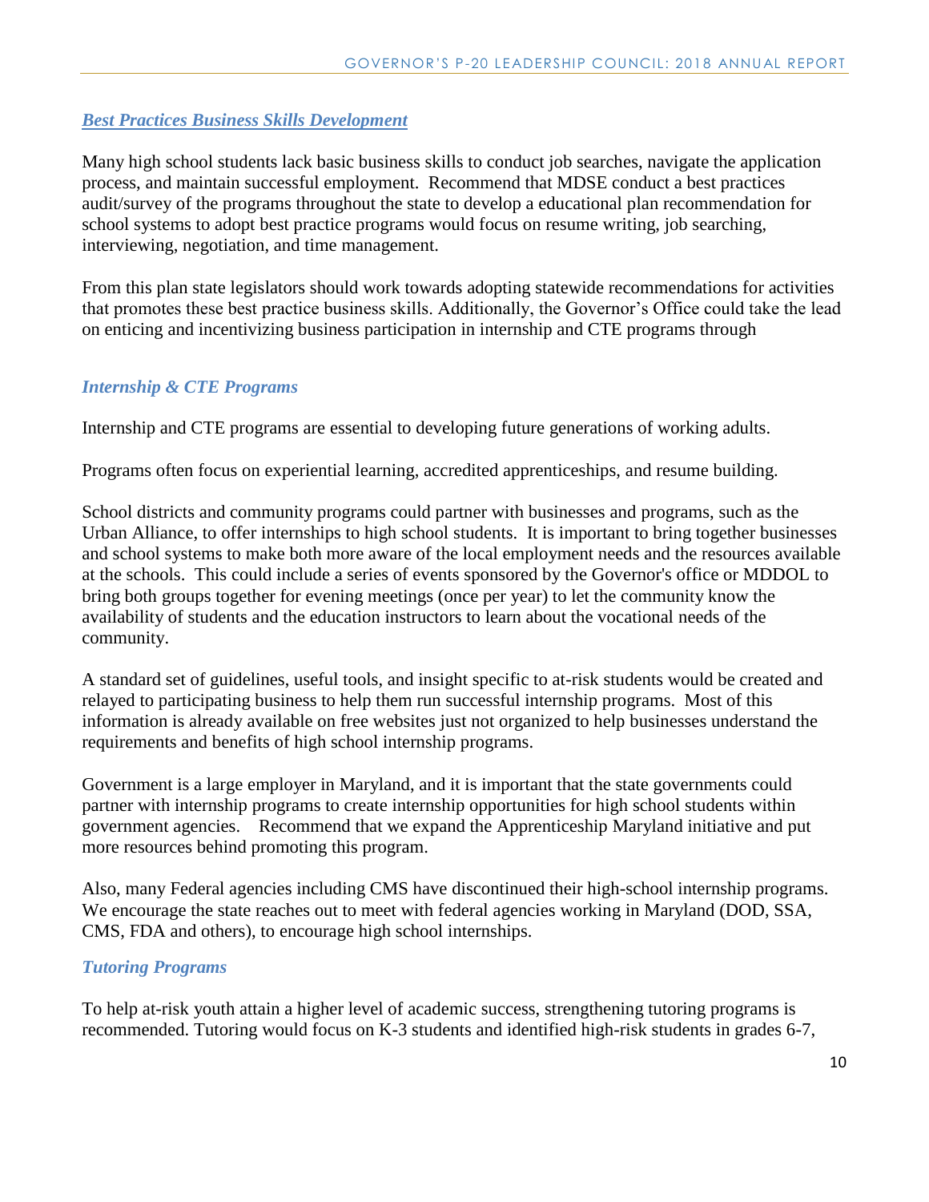### ***Best Practices Business Skills Development***

Many high school students lack basic business skills to conduct job searches, navigate the application process, and maintain successful employment. Recommend that MDSE conduct a best practices audit/survey of the programs throughout the state to develop a educational plan recommendation for school systems to adopt best practice programs would focus on resume writing, job searching, interviewing, negotiation, and time management.

From this plan state legislators should work towards adopting statewide recommendations for activities that promotes these best practice business skills. Additionally, the Governor's Office could take the lead on enticing and incentivizing business participation in internship and CTE programs through

### *Internship & CTE Programs*

Internship and CTE programs are essential to developing future generations of working adults.

Programs often focus on experiential learning, accredited apprenticeships, and resume building.

School districts and community programs could partner with businesses and programs, such as the Urban Alliance, to offer internships to high school students. It is important to bring together businesses and school systems to make both more aware of the local employment needs and the resources available at the schools. This could include a series of events sponsored by the Governor's office or MDDOL to bring both groups together for evening meetings (once per year) to let the community know the availability of students and the education instructors to learn about the vocational needs of the community.

A standard set of guidelines, useful tools, and insight specific to at-risk students would be created and relayed to participating business to help them run successful internship programs. Most of this information is already available on free websites just not organized to help businesses understand the requirements and benefits of high school internship programs.

Government is a large employer in Maryland, and it is important that the state governments could partner with internship programs to create internship opportunities for high school students within government agencies. Recommend that we expand the Apprenticeship Maryland initiative and put more resources behind promoting this program.

Also, many Federal agencies including CMS have discontinued their high-school internship programs. We encourage the state reaches out to meet with federal agencies working in Maryland (DOD, SSA, CMS, FDA and others), to encourage high school internships.

### *Tutoring Programs*

To help at-risk youth attain a higher level of academic success, strengthening tutoring programs is recommended. Tutoring would focus on K-3 students and identified high-risk students in grades 6-7,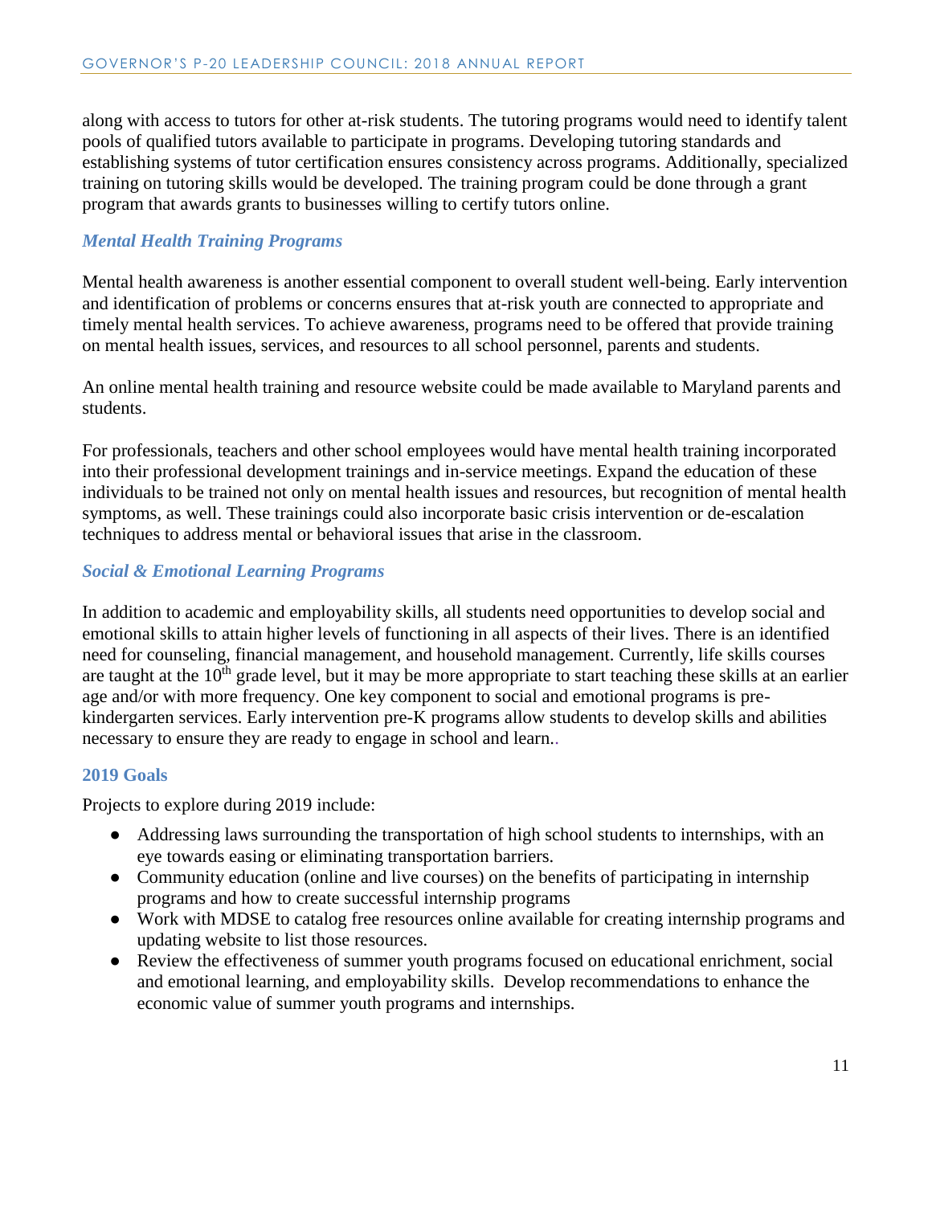along with access to tutors for other at-risk students. The tutoring programs would need to identify talent pools of qualified tutors available to participate in programs. Developing tutoring standards and establishing systems of tutor certification ensures consistency across programs. Additionally, specialized training on tutoring skills would be developed. The training program could be done through a grant program that awards grants to businesses willing to certify tutors online.

### *Mental Health Training Programs*

Mental health awareness is another essential component to overall student well-being. Early intervention and identification of problems or concerns ensures that at-risk youth are connected to appropriate and timely mental health services. To achieve awareness, programs need to be offered that provide training on mental health issues, services, and resources to all school personnel, parents and students.

An online mental health training and resource website could be made available to Maryland parents and students.

For professionals, teachers and other school employees would have mental health training incorporated into their professional development trainings and in-service meetings. Expand the education of these individuals to be trained not only on mental health issues and resources, but recognition of mental health symptoms, as well. These trainings could also incorporate basic crisis intervention or de-escalation techniques to address mental or behavioral issues that arise in the classroom.

### *Social & Emotional Learning Programs*

In addition to academic and employability skills, all students need opportunities to develop social and emotional skills to attain higher levels of functioning in all aspects of their lives. There is an identified need for counseling, financial management, and household management. Currently, life skills courses are taught at the 10th grade level, but it may be more appropriate to start teaching these skills at an earlier age and/or with more frequency. One key component to social and emotional programs is pre-kindergarten services. Early intervention pre-K programs allow students to develop skills and abilities necessary to ensure they are ready to engage in school and learn..

### 2019 Goals

Projects to explore during 2019 include:

- Addressing laws surrounding the transportation of high school students to internships, with an eye towards easing or eliminating transportation barriers.
- Community education (online and live courses) on the benefits of participating in internship programs and how to create successful internship programs
- Work with MDSE to catalog free resources online available for creating internship programs and updating website to list those resources.
- Review the effectiveness of summer youth programs focused on educational enrichment, social and emotional learning, and employability skills. Develop recommendations to enhance the economic value of summer youth programs and internships.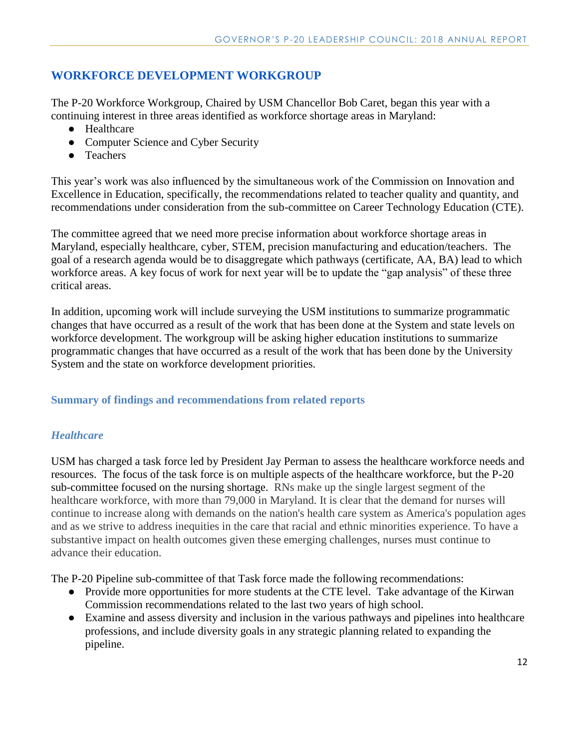## WORKFORCE DEVELOPMENT WORKGROUP

The P-20 Workforce Workgroup, Chaired by USM Chancellor Bob Caret, began this year with a continuing interest in three areas identified as workforce shortage areas in Maryland:

- Healthcare
- Computer Science and Cyber Security
- Teachers

This year's work was also influenced by the simultaneous work of the Commission on Innovation and Excellence in Education, specifically, the recommendations related to teacher quality and quantity, and recommendations under consideration from the sub-committee on Career Technology Education (CTE).

The committee agreed that we need more precise information about workforce shortage areas in Maryland, especially healthcare, cyber, STEM, precision manufacturing and education/teachers. The goal of a research agenda would be to disaggregate which pathways (certificate, AA, BA) lead to which workforce areas. A key focus of work for next year will be to update the "gap analysis" of these three critical areas.

In addition, upcoming work will include surveying the USM institutions to summarize programmatic changes that have occurred as a result of the work that has been done at the System and state levels on workforce development. The workgroup will be asking higher education institutions to summarize programmatic changes that have occurred as a result of the work that has been done by the University System and the state on workforce development priorities.

### Summary of findings and recommendations from related reports

#### *Healthcare*

USM has charged a task force led by President Jay Perman to assess the healthcare workforce needs and resources. The focus of the task force is on multiple aspects of the healthcare workforce, but the P-20 sub-committee focused on the nursing shortage. RNs make up the single largest segment of the healthcare workforce, with more than 79,000 in Maryland. It is clear that the demand for nurses will continue to increase along with demands on the nation's health care system as America's population ages and as we strive to address inequities in the care that racial and ethnic minorities experience. To have a substantive impact on health outcomes given these emerging challenges, nurses must continue to advance their education.

The P-20 Pipeline sub-committee of that Task force made the following recommendations:

- Provide more opportunities for more students at the CTE level. Take advantage of the Kirwan Commission recommendations related to the last two years of high school.
- Examine and assess diversity and inclusion in the various pathways and pipelines into healthcare professions, and include diversity goals in any strategic planning related to expanding the pipeline.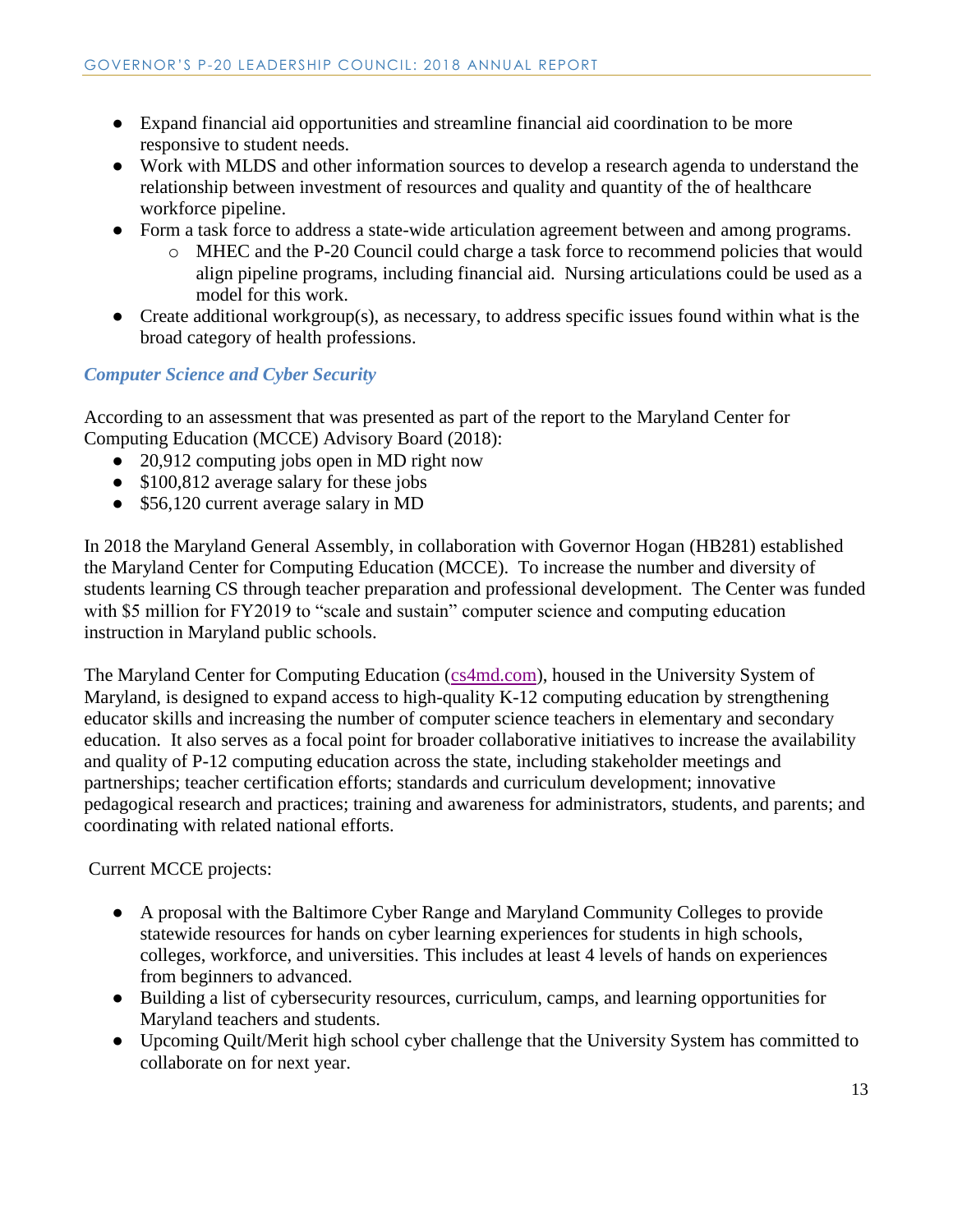- Expand financial aid opportunities and streamline financial aid coordination to be more responsive to student needs.
- Work with MLDS and other information sources to develop a research agenda to understand the relationship between investment of resources and quality and quantity of the of healthcare workforce pipeline.
- Form a task force to address a state-wide articulation agreement between and among programs.
    - MHEC and the P-20 Council could charge a task force to recommend policies that would align pipeline programs, including financial aid. Nursing articulations could be used as a model for this work.
- Create additional workgroup(s), as necessary, to address specific issues found within what is the broad category of health professions.

### *Computer Science and Cyber Security*

According to an assessment that was presented as part of the report to the Maryland Center for Computing Education (MCCE) Advisory Board (2018):

- 20,912 computing jobs open in MD right now
- $100,812 average salary for these jobs
- $56,120 current average salary in MD

In 2018 the Maryland General Assembly, in collaboration with Governor Hogan (HB281) established the Maryland Center for Computing Education (MCCE). To increase the number and diversity of students learning CS through teacher preparation and professional development. The Center was funded with $5 million for FY2019 to "scale and sustain" computer science and computing education instruction in Maryland public schools.

The Maryland Center for Computing Education (cs4md.com), housed in the University System of Maryland, is designed to expand access to high-quality K-12 computing education by strengthening educator skills and increasing the number of computer science teachers in elementary and secondary education. It also serves as a focal point for broader collaborative initiatives to increase the availability and quality of P-12 computing education across the state, including stakeholder meetings and partnerships; teacher certification efforts; standards and curriculum development; innovative pedagogical research and practices; training and awareness for administrators, students, and parents; and coordinating with related national efforts.

Current MCCE projects:

- A proposal with the Baltimore Cyber Range and Maryland Community Colleges to provide statewide resources for hands on cyber learning experiences for students in high schools, colleges, workforce, and universities. This includes at least 4 levels of hands on experiences from beginners to advanced.
- Building a list of cybersecurity resources, curriculum, camps, and learning opportunities for Maryland teachers and students.
- Upcoming Quilt/Merit high school cyber challenge that the University System has committed to collaborate on for next year.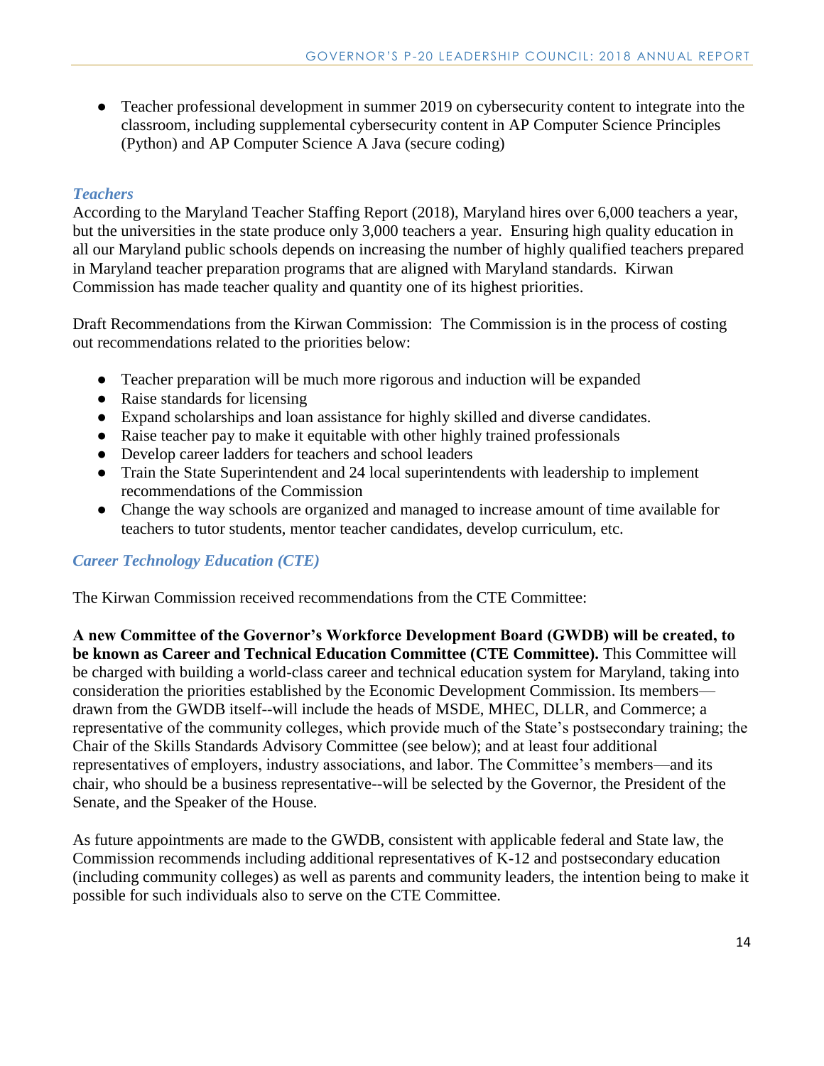- Teacher professional development in summer 2019 on cybersecurity content to integrate into the classroom, including supplemental cybersecurity content in AP Computer Science Principles (Python) and AP Computer Science A Java (secure coding)

### *Teachers*

According to the Maryland Teacher Staffing Report (2018), Maryland hires over 6,000 teachers a year, but the universities in the state produce only 3,000 teachers a year. Ensuring high quality education in all our Maryland public schools depends on increasing the number of highly qualified teachers prepared in Maryland teacher preparation programs that are aligned with Maryland standards. Kirwan Commission has made teacher quality and quantity one of its highest priorities.

Draft Recommendations from the Kirwan Commission: The Commission is in the process of costing out recommendations related to the priorities below:

- Teacher preparation will be much more rigorous and induction will be expanded
- Raise standards for licensing
- Expand scholarships and loan assistance for highly skilled and diverse candidates.
- Raise teacher pay to make it equitable with other highly trained professionals
- Develop career ladders for teachers and school leaders
- Train the State Superintendent and 24 local superintendents with leadership to implement recommendations of the Commission
- Change the way schools are organized and managed to increase amount of time available for teachers to tutor students, mentor teacher candidates, develop curriculum, etc.

### *Career Technology Education (CTE)*

The Kirwan Commission received recommendations from the CTE Committee:

**A new Committee of the Governor's Workforce Development Board (GWDB) will be created, to be known as Career and Technical Education Committee (CTE Committee).** This Committee will be charged with building a world-class career and technical education system for Maryland, taking into consideration the priorities established by the Economic Development Commission. Its members—drawn from the GWDB itself--will include the heads of MSDE, MHEC, DLLR, and Commerce; a representative of the community colleges, which provide much of the State's postsecondary training; the Chair of the Skills Standards Advisory Committee (see below); and at least four additional representatives of employers, industry associations, and labor. The Committee's members—and its chair, who should be a business representative--will be selected by the Governor, the President of the Senate, and the Speaker of the House.

As future appointments are made to the GWDB, consistent with applicable federal and State law, the Commission recommends including additional representatives of K-12 and postsecondary education (including community colleges) as well as parents and community leaders, the intention being to make it possible for such individuals also to serve on the CTE Committee.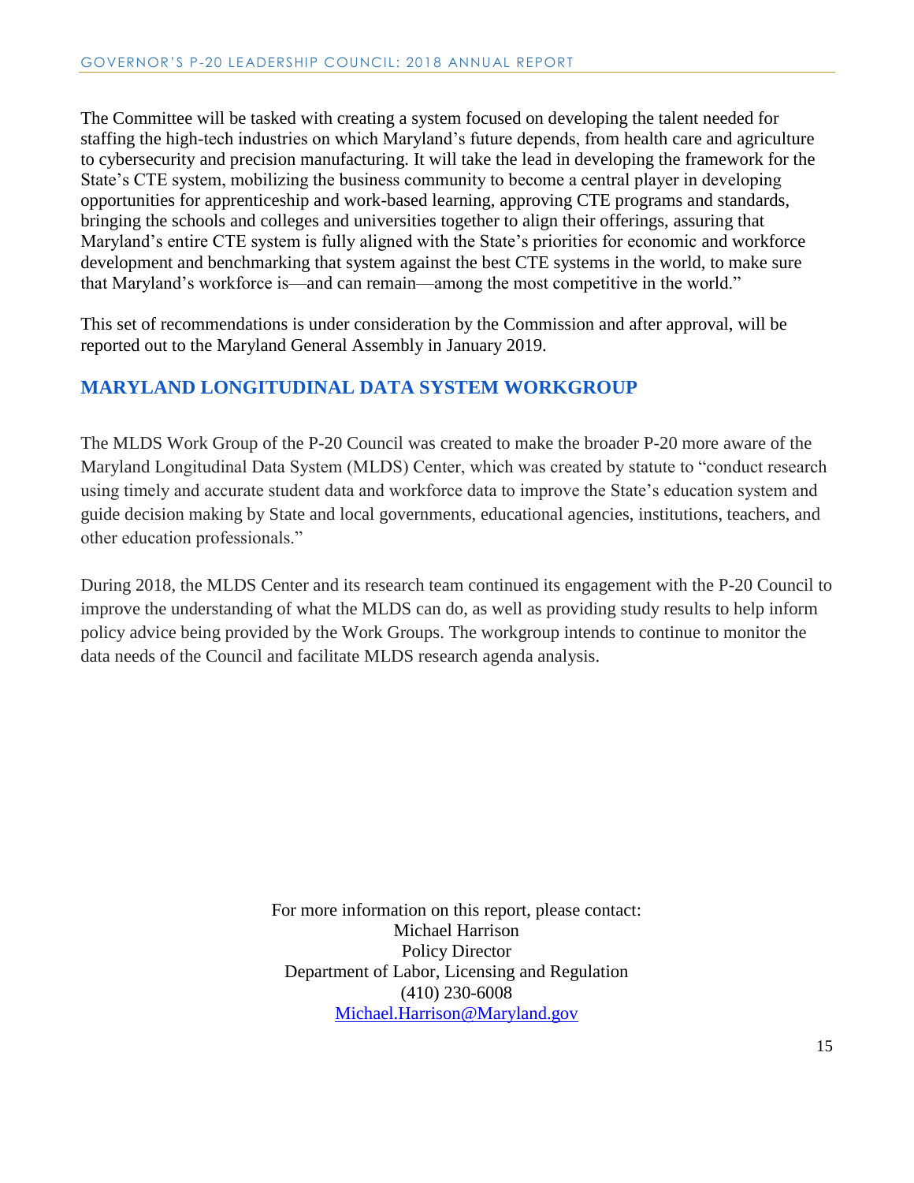The Committee will be tasked with creating a system focused on developing the talent needed for staffing the high-tech industries on which Maryland's future depends, from health care and agriculture to cybersecurity and precision manufacturing. It will take the lead in developing the framework for the State's CTE system, mobilizing the business community to become a central player in developing opportunities for apprenticeship and work-based learning, approving CTE programs and standards, bringing the schools and colleges and universities together to align their offerings, assuring that Maryland's entire CTE system is fully aligned with the State's priorities for economic and workforce development and benchmarking that system against the best CTE systems in the world, to make sure that Maryland's workforce is—and can remain—among the most competitive in the world."

This set of recommendations is under consideration by the Commission and after approval, will be reported out to the Maryland General Assembly in January 2019.

## MARYLAND LONGITUDINAL DATA SYSTEM WORKGROUP

The MLDS Work Group of the P-20 Council was created to make the broader P-20 more aware of the Maryland Longitudinal Data System (MLDS) Center, which was created by statute to "conduct research using timely and accurate student data and workforce data to improve the State's education system and guide decision making by State and local governments, educational agencies, institutions, teachers, and other education professionals."

During 2018, the MLDS Center and its research team continued its engagement with the P-20 Council to improve the understanding of what the MLDS can do, as well as providing study results to help inform policy advice being provided by the Work Groups. The workgroup intends to continue to monitor the data needs of the Council and facilitate MLDS research agenda analysis.

For more information on this report, please contact:
Michael Harrison
Policy Director
Department of Labor, Licensing and Regulation
(410) 230-6008
Michael.Harrison@Maryland.gov